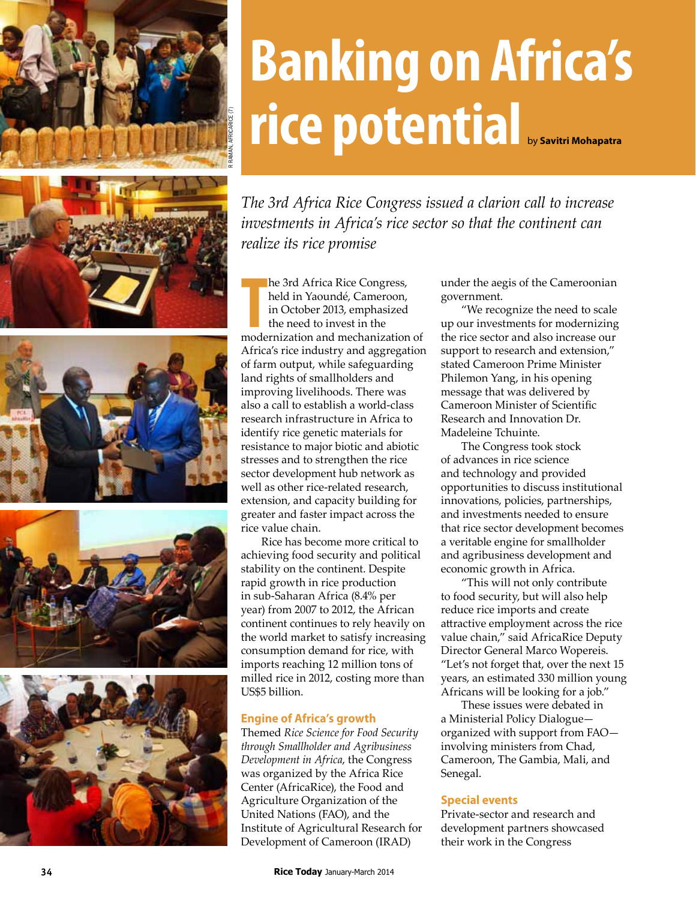# Banking on Africa's rice potential

by **Savitri Mohapatra**

*The 3rd Africa Rice Congress issued a clarion call to increase investments in Africa's rice sector so that the continent can realize its rice promise*

The 3rd Africa Rice Congress, held in Yaoundé, Cameroon, in October 2013, emphasized the need to invest in the modernization and mechanization of Africa's rice industry and aggregation of farm output, while safeguarding land rights of smallholders and improving livelihoods. There was also a call to establish a world-class research infrastructure in Africa to identify rice genetic materials for resistance to major biotic and abiotic stresses and to strengthen the rice sector development hub network as well as other rice-related research, extension, and capacity building for greater and faster impact across the rice value chain.

Rice has become more critical to achieving food security and political stability on the continent. Despite rapid growth in rice production in sub-Saharan Africa (8.4% per year) from 2007 to 2012, the African continent continues to rely heavily on the world market to satisfy increasing consumption demand for rice, with imports reaching 12 million tons of milled rice in 2012, costing more than US$5 billion.

## Engine of Africa's growth

Themed *Rice Science for Food Security through Smallholder and Agribusiness Development in Africa*, the Congress was organized by the Africa Rice Center (AfricaRice), the Food and Agriculture Organization of the United Nations (FAO), and the Institute of Agricultural Research for Development of Cameroon (IRAD) under the aegis of the Cameroonian government.

"We recognize the need to scale up our investments for modernizing the rice sector and also increase our support to research and extension," stated Cameroon Prime Minister Philemon Yang, in his opening message that was delivered by Cameroon Minister of Scientific Research and Innovation Dr. Madeleine Tchuinte.

The Congress took stock of advances in rice science and technology and provided opportunities to discuss institutional innovations, policies, partnerships, and investments needed to ensure that rice sector development becomes a veritable engine for smallholder and agribusiness development and economic growth in Africa.

"This will not only contribute to food security, but will also help reduce rice imports and create attractive employment across the rice value chain," said AfricaRice Deputy Director General Marco Wopereis. "Let's not forget that, over the next 15 years, an estimated 330 million young Africans will be looking for a job."

These issues were debated in a Ministerial Policy Dialogue—organized with support from FAO—involving ministers from Chad, Cameroon, The Gambia, Mali, and Senegal.

## Special events

Private-sector and research and development partners showcased their work in the Congress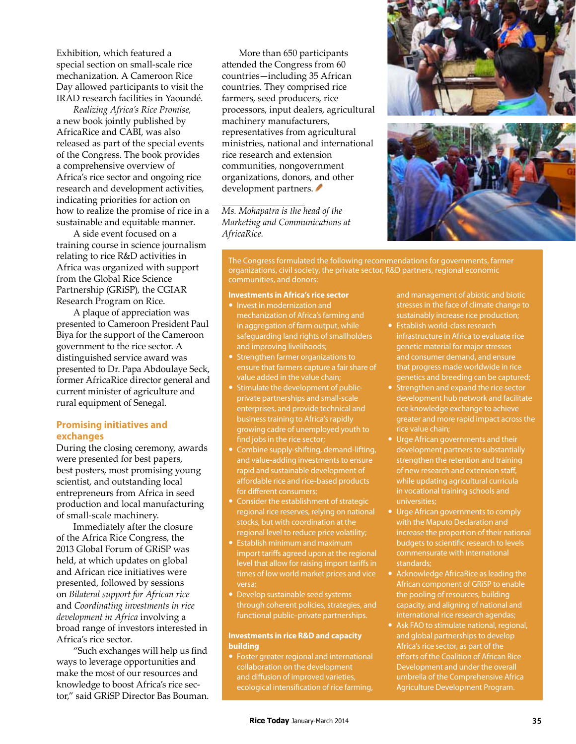Exhibition, which featured a special section on small-scale rice mechanization. A Cameroon Rice Day allowed participants to visit the IRAD research facilities in Yaoundé.

*Realizing Africa's Rice Promise,* a new book jointly published by AfricaRice and CABI, was also released as part of the special events of the Congress. The book provides a comprehensive overview of Africa's rice sector and ongoing rice research and development activities, indicating priorities for action on how to realize the promise of rice in a sustainable and equitable manner.

A side event focused on a training course in science journalism relating to rice R&D activities in Africa was organized with support from the Global Rice Science Partnership (GRiSP), the CGIAR Research Program on Rice.

A plaque of appreciation was presented to Cameroon President Paul Biya for the support of the Cameroon government to the rice sector. A distinguished service award was presented to Dr. Papa Abdoulaye Seck, former AfricaRice director general and current minister of agriculture and rural equipment of Senegal.

## Promising initiatives and exchanges

During the closing ceremony, awards were presented for best papers, best posters, most promising young scientist, and outstanding local entrepreneurs from Africa in seed production and local manufacturing of small-scale machinery.

Immediately after the closure of the Africa Rice Congress, the 2013 Global Forum of GRiSP was held, at which updates on global and African rice initiatives were presented, followed by sessions on *Bilateral support for African rice* and *Coordinating investments in rice development in Africa* involving a broad range of investors interested in Africa's rice sector.

"Such exchanges will help us find ways to leverage opportunities and make the most of our resources and knowledge to boost Africa's rice sector," said GRiSP Director Bas Bouman.

More than 650 participants attended the Congress from 60 countries—including 35 African countries. They comprised rice farmers, seed producers, rice processors, input dealers, agricultural machinery manufacturers, representatives from agricultural ministries, national and international rice research and extension communities, nongovernment organizations, donors, and other development partners.

---

*Ms. Mohapatra is the head of the Marketing and Communications at AfricaRice.*

The Congress formulated the following recommendations for governments, farmer organizations, civil society, the private sector, R&D partners, regional economic communities, and donors:

**Investments in Africa's rice sector**

- Invest in modernization and mechanization of Africa's farming and in aggregation of farm output, while safeguarding land rights of smallholders and improving livelihoods;
- Strengthen farmer organizations to ensure that farmers capture a fair share of value added in the value chain;
- Stimulate the development of public-private partnerships and small-scale enterprises, and provide technical and business training to Africa's rapidly growing cadre of unemployed youth to find jobs in the rice sector;
- Combine supply-shifting, demand-lifting, and value-adding investments to ensure rapid and sustainable development of affordable rice and rice-based products for different consumers;
- Consider the establishment of strategic regional rice reserves, relying on national stocks, but with coordination at the regional level to reduce price volatility;
- Establish minimum and maximum import tariffs agreed upon at the regional level that allow for raising import tariffs in times of low world market prices and vice versa;
- Develop sustainable seed systems through coherent policies, strategies, and functional public–private partnerships.

**Investments in rice R&D and capacity building**

- Foster greater regional and international collaboration on the development and diffusion of improved varieties, ecological intensification of rice farming, and management of abiotic and biotic stresses in the face of climate change to sustainably increase rice production;
- Establish world-class research infrastructure in Africa to evaluate rice genetic material for major stresses and consumer demand, and ensure that progress made worldwide in rice genetics and breeding can be captured;
- Strengthen and expand the rice sector development hub network and facilitate rice knowledge exchange to achieve greater and more rapid impact across the rice value chain;
- Urge African governments and their development partners to substantially strengthen the retention and training of new research and extension staff, while updating agricultural curricula in vocational training schools and universities;
- Urge African governments to comply with the Maputo Declaration and increase the proportion of their national budgets to scientific research to levels commensurate with international standards;
- Acknowledge AfricaRice as leading the African component of GRiSP to enable the pooling of resources, building capacity, and aligning of national and international rice research agendas;
- Ask FAO to stimulate national, regional, and global partnerships to develop Africa's rice sector, as part of the efforts of the Coalition of African Rice Development and under the overall umbrella of the Comprehensive Africa Agriculture Development Program.